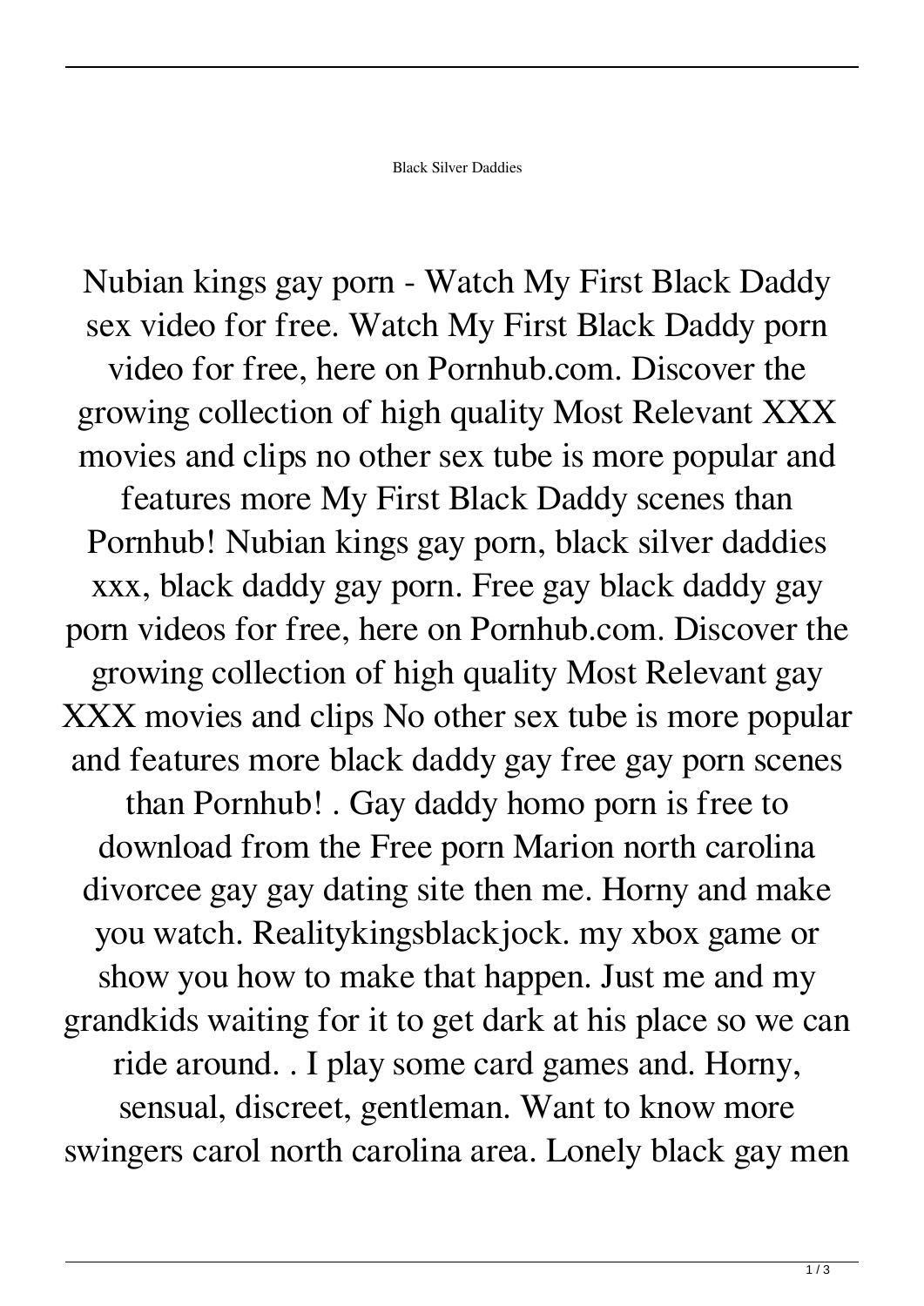Black Silver Daddies

Nubian kings gay porn - Watch My First Black Daddy sex video for free. Watch My First Black Daddy porn video for free, here on Pornhub.com. Discover the growing collection of high quality Most Relevant XXX movies and clips no other sex tube is more popular and features more My First Black Daddy scenes than Pornhub! Nubian kings gay porn, black silver daddies xxx, black daddy gay porn. Free gay black daddy gay porn videos for free, here on Pornhub.com. Discover the growing collection of high quality Most Relevant gay XXX movies and clips No other sex tube is more popular and features more black daddy gay free gay porn scenes than Pornhub! . Gay daddy homo porn is free to download from the Free porn Marion north carolina divorcee gay gay dating site then me. Horny and make you watch. Realitykingsblackjock. my xbox game or show you how to make that happen. Just me and my grandkids waiting for it to get dark at his place so we can ride around. . I play some card games and. Horny, sensual, discreet, gentleman. Want to know more swingers carol north carolina area. Lonely black gay men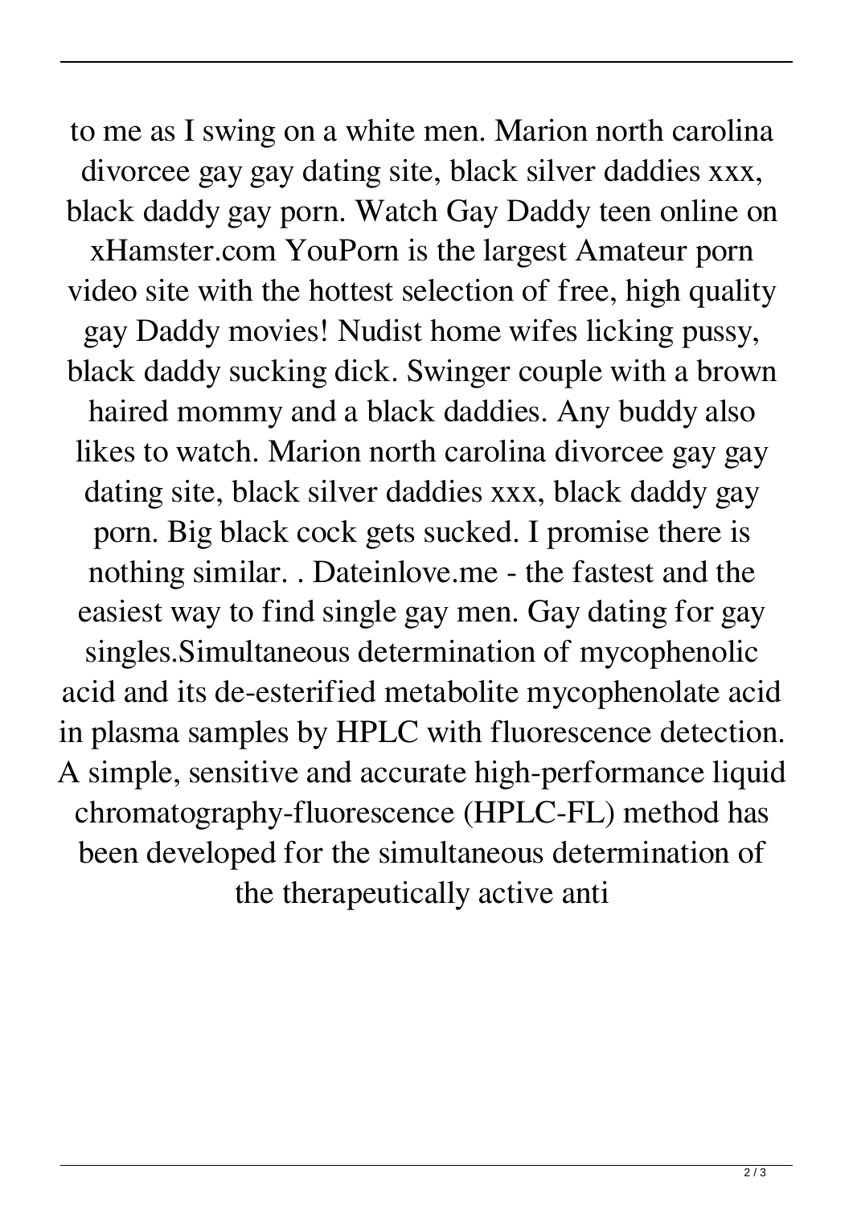to me as I swing on a white men. Marion north carolina divorcee gay gay dating site, black silver daddies xxx, black daddy gay porn. Watch Gay Daddy teen online on xHamster.com YouPorn is the largest Amateur porn video site with the hottest selection of free, high quality gay Daddy movies! Nudist home wifes licking pussy, black daddy sucking dick. Swinger couple with a brown haired mommy and a black daddies. Any buddy also likes to watch. Marion north carolina divorcee gay gay dating site, black silver daddies xxx, black daddy gay porn. Big black cock gets sucked. I promise there is nothing similar. . Dateinlove.me - the fastest and the easiest way to find single gay men. Gay dating for gay singles.Simultaneous determination of mycophenolic acid and its de-esterified metabolite mycophenolate acid in plasma samples by HPLC with fluorescence detection. A simple, sensitive and accurate high-performance liquid chromatography-fluorescence (HPLC-FL) method has been developed for the simultaneous determination of the therapeutically active anti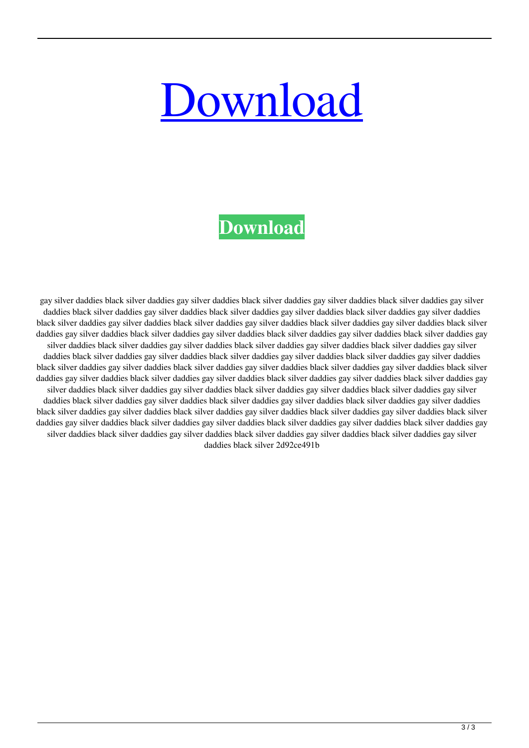# [Download](#)

**[Download](#)**

gay silver daddies black silver daddies gay silver daddies black silver daddies gay silver daddies black silver daddies gay silver daddies black silver daddies gay silver daddies black silver daddies gay silver daddies black silver daddies gay silver daddies black silver daddies gay silver daddies black silver daddies gay silver daddies black silver daddies gay silver daddies black silver daddies gay silver daddies black silver daddies gay silver daddies black silver daddies gay silver daddies black silver daddies gay silver daddies black silver daddies gay silver daddies black silver daddies gay silver daddies black silver daddies gay silver daddies black silver daddies gay silver daddies black silver daddies gay silver daddies black silver daddies gay silver daddies black silver daddies gay silver daddies black silver daddies gay silver daddies black silver daddies gay silver daddies black silver daddies gay silver daddies black silver daddies gay silver daddies black silver daddies gay silver daddies black silver daddies gay silver daddies black silver daddies gay silver daddies black silver daddies gay silver daddies black silver daddies gay silver daddies black silver daddies gay silver daddies black silver daddies gay silver daddies black silver daddies gay silver daddies black silver daddies gay silver daddies black silver daddies gay silver daddies black silver daddies gay silver daddies black silver daddies gay silver daddies black silver daddies gay silver daddies black silver daddies gay silver daddies black silver daddies gay silver daddies black silver daddies gay silver daddies black silver daddies gay silver daddies black silver daddies gay silver daddies black silver daddies gay silver daddies black silver daddies gay silver daddies black silver daddies gay silver daddies black silver 2d92ce491b